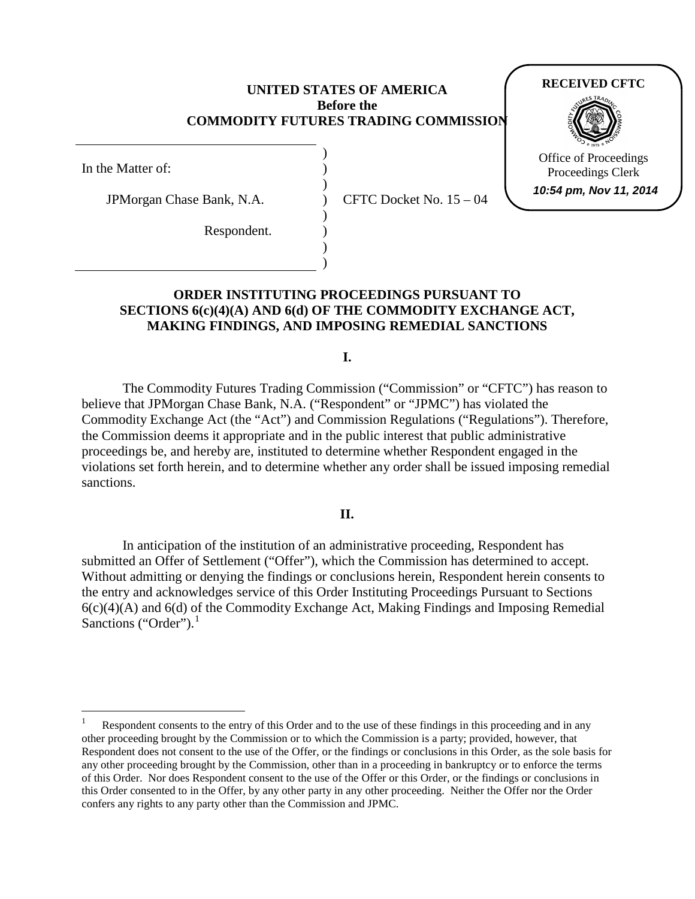**UNITED STATES OF AMERICA**
**Before the**
**COMMODITY FUTURES TRADING COMMISSION**

RECEIVED CFTC
Office of Proceedings
Proceedings Clerk
*10:54 pm, Nov 11, 2014*

In the Matter of:

JPMorgan Chase Bank, N.A.

Respondent.

CFTC Docket No. 15 – 04

## ORDER INSTITUTING PROCEEDINGS PURSUANT TO SECTIONS 6(c)(4)(A) AND 6(d) OF THE COMMODITY EXCHANGE ACT, MAKING FINDINGS, AND IMPOSING REMEDIAL SANCTIONS

### I.

The Commodity Futures Trading Commission ("Commission" or "CFTC") has reason to believe that JPMorgan Chase Bank, N.A. ("Respondent" or "JPMC") has violated the Commodity Exchange Act (the "Act") and Commission Regulations ("Regulations"). Therefore, the Commission deems it appropriate and in the public interest that public administrative proceedings be, and hereby are, instituted to determine whether Respondent engaged in the violations set forth herein, and to determine whether any order shall be issued imposing remedial sanctions.

### II.

In anticipation of the institution of an administrative proceeding, Respondent has submitted an Offer of Settlement ("Offer"), which the Commission has determined to accept. Without admitting or denying the findings or conclusions herein, Respondent herein consents to the entry and acknowledges service of this Order Instituting Proceedings Pursuant to Sections 6(c)(4)(A) and 6(d) of the Commodity Exchange Act, Making Findings and Imposing Remedial Sanctions ("Order").[1]

[1] Respondent consents to the entry of this Order and to the use of these findings in this proceeding and in any other proceeding brought by the Commission or to which the Commission is a party; provided, however, that Respondent does not consent to the use of the Offer, or the findings or conclusions in this Order, as the sole basis for any other proceeding brought by the Commission, other than in a proceeding in bankruptcy or to enforce the terms of this Order. Nor does Respondent consent to the use of the Offer or this Order, or the findings or conclusions in this Order consented to in the Offer, by any other party in any other proceeding. Neither the Offer nor the Order confers any rights to any party other than the Commission and JPMC.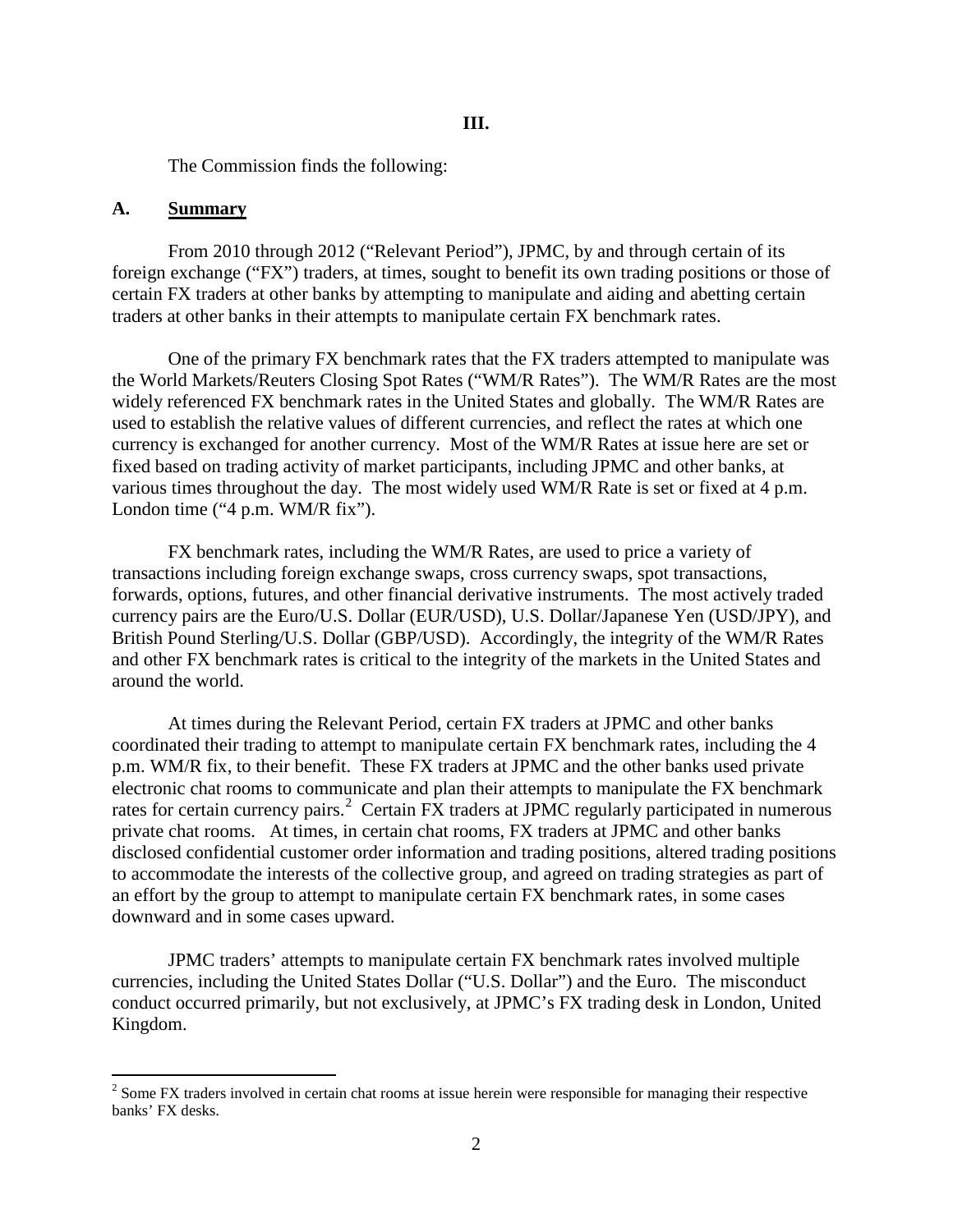**III.**

The Commission finds the following:

## A. Summary

From 2010 through 2012 ("Relevant Period"), JPMC, by and through certain of its foreign exchange ("FX") traders, at times, sought to benefit its own trading positions or those of certain FX traders at other banks by attempting to manipulate and aiding and abetting certain traders at other banks in their attempts to manipulate certain FX benchmark rates.

One of the primary FX benchmark rates that the FX traders attempted to manipulate was the World Markets/Reuters Closing Spot Rates ("WM/R Rates"). The WM/R Rates are the most widely referenced FX benchmark rates in the United States and globally. The WM/R Rates are used to establish the relative values of different currencies, and reflect the rates at which one currency is exchanged for another currency. Most of the WM/R Rates at issue here are set or fixed based on trading activity of market participants, including JPMC and other banks, at various times throughout the day. The most widely used WM/R Rate is set or fixed at 4 p.m. London time ("4 p.m. WM/R fix").

FX benchmark rates, including the WM/R Rates, are used to price a variety of transactions including foreign exchange swaps, cross currency swaps, spot transactions, forwards, options, futures, and other financial derivative instruments. The most actively traded currency pairs are the Euro/U.S. Dollar (EUR/USD), U.S. Dollar/Japanese Yen (USD/JPY), and British Pound Sterling/U.S. Dollar (GBP/USD). Accordingly, the integrity of the WM/R Rates and other FX benchmark rates is critical to the integrity of the markets in the United States and around the world.

At times during the Relevant Period, certain FX traders at JPMC and other banks coordinated their trading to attempt to manipulate certain FX benchmark rates, including the 4 p.m. WM/R fix, to their benefit. These FX traders at JPMC and the other banks used private electronic chat rooms to communicate and plan their attempts to manipulate the FX benchmark rates for certain currency pairs.[2] Certain FX traders at JPMC regularly participated in numerous private chat rooms. At times, in certain chat rooms, FX traders at JPMC and other banks disclosed confidential customer order information and trading positions, altered trading positions to accommodate the interests of the collective group, and agreed on trading strategies as part of an effort by the group to attempt to manipulate certain FX benchmark rates, in some cases downward and in some cases upward.

JPMC traders' attempts to manipulate certain FX benchmark rates involved multiple currencies, including the United States Dollar ("U.S. Dollar") and the Euro. The misconduct conduct occurred primarily, but not exclusively, at JPMC's FX trading desk in London, United Kingdom.

---

[2] Some FX traders involved in certain chat rooms at issue herein were responsible for managing their respective banks' FX desks.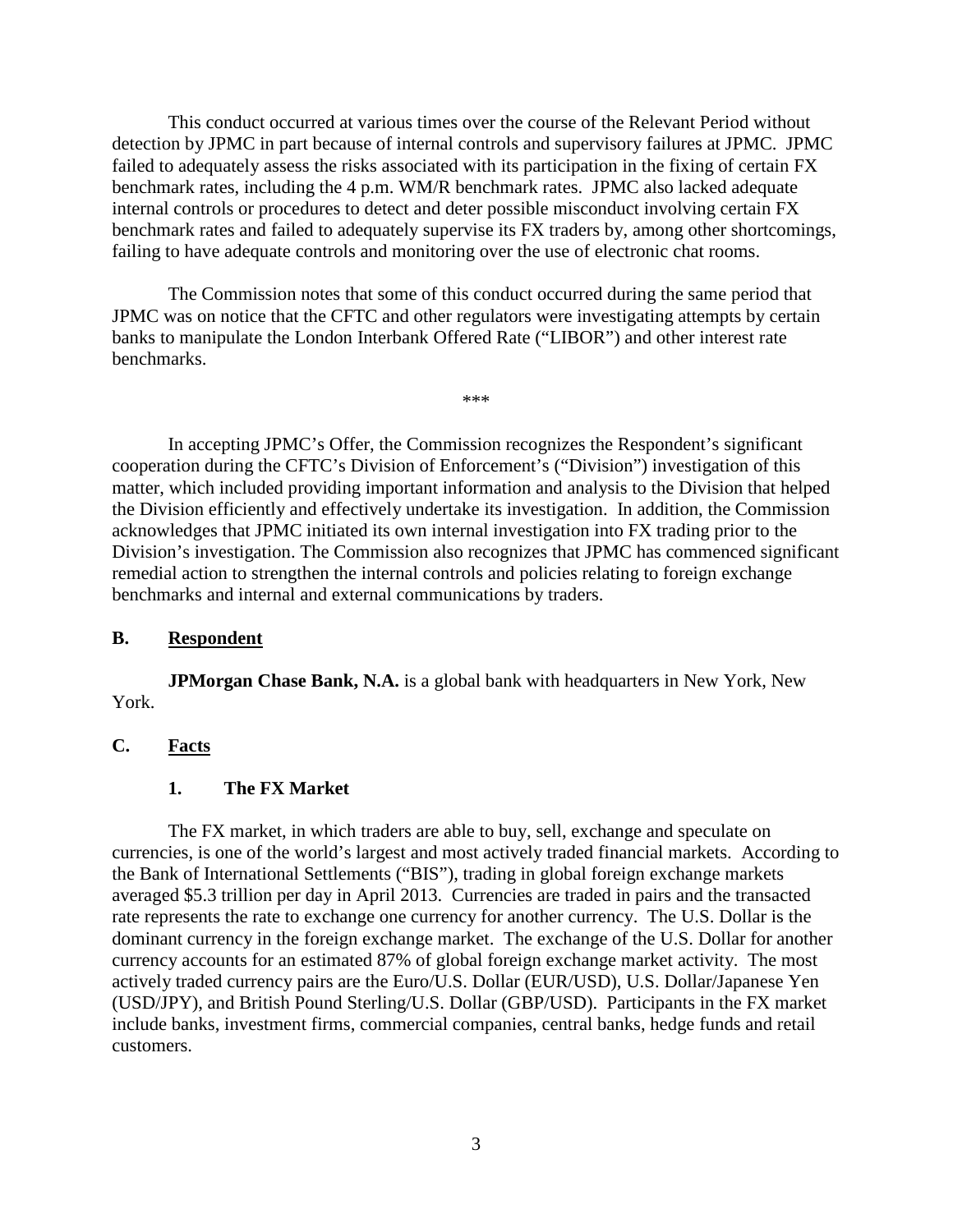This conduct occurred at various times over the course of the Relevant Period without detection by JPMC in part because of internal controls and supervisory failures at JPMC. JPMC failed to adequately assess the risks associated with its participation in the fixing of certain FX benchmark rates, including the 4 p.m. WM/R benchmark rates. JPMC also lacked adequate internal controls or procedures to detect and deter possible misconduct involving certain FX benchmark rates and failed to adequately supervise its FX traders by, among other shortcomings, failing to have adequate controls and monitoring over the use of electronic chat rooms.

The Commission notes that some of this conduct occurred during the same period that JPMC was on notice that the CFTC and other regulators were investigating attempts by certain banks to manipulate the London Interbank Offered Rate ("LIBOR") and other interest rate benchmarks.

***

In accepting JPMC's Offer, the Commission recognizes the Respondent's significant cooperation during the CFTC's Division of Enforcement's ("Division") investigation of this matter, which included providing important information and analysis to the Division that helped the Division efficiently and effectively undertake its investigation. In addition, the Commission acknowledges that JPMC initiated its own internal investigation into FX trading prior to the Division's investigation. The Commission also recognizes that JPMC has commenced significant remedial action to strengthen the internal controls and policies relating to foreign exchange benchmarks and internal and external communications by traders.

## B. Respondent

**JPMorgan Chase Bank, N.A.** is a global bank with headquarters in New York, New York.

## C. Facts

### 1. The FX Market

The FX market, in which traders are able to buy, sell, exchange and speculate on currencies, is one of the world's largest and most actively traded financial markets. According to the Bank of International Settlements ("BIS"), trading in global foreign exchange markets averaged $5.3 trillion per day in April 2013. Currencies are traded in pairs and the transacted rate represents the rate to exchange one currency for another currency. The U.S. Dollar is the dominant currency in the foreign exchange market. The exchange of the U.S. Dollar for another currency accounts for an estimated 87% of global foreign exchange market activity. The most actively traded currency pairs are the Euro/U.S. Dollar (EUR/USD), U.S. Dollar/Japanese Yen (USD/JPY), and British Pound Sterling/U.S. Dollar (GBP/USD). Participants in the FX market include banks, investment firms, commercial companies, central banks, hedge funds and retail customers.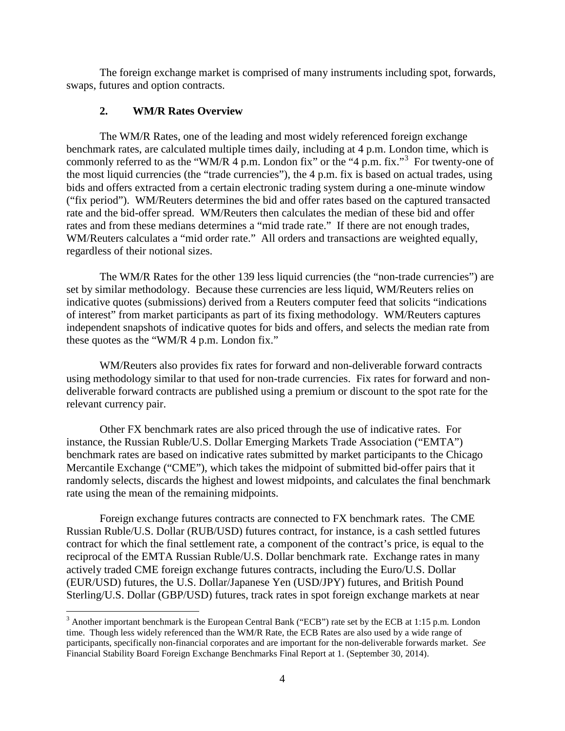The foreign exchange market is comprised of many instruments including spot, forwards, swaps, futures and option contracts.

### 2. WM/R Rates Overview

The WM/R Rates, one of the leading and most widely referenced foreign exchange benchmark rates, are calculated multiple times daily, including at 4 p.m. London time, which is commonly referred to as the "WM/R 4 p.m. London fix" or the "4 p.m. fix."[3] For twenty-one of the most liquid currencies (the "trade currencies"), the 4 p.m. fix is based on actual trades, using bids and offers extracted from a certain electronic trading system during a one-minute window ("fix period"). WM/Reuters determines the bid and offer rates based on the captured transacted rate and the bid-offer spread. WM/Reuters then calculates the median of these bid and offer rates and from these medians determines a "mid trade rate." If there are not enough trades, WM/Reuters calculates a "mid order rate." All orders and transactions are weighted equally, regardless of their notional sizes.

The WM/R Rates for the other 139 less liquid currencies (the "non-trade currencies") are set by similar methodology. Because these currencies are less liquid, WM/Reuters relies on indicative quotes (submissions) derived from a Reuters computer feed that solicits "indications of interest" from market participants as part of its fixing methodology. WM/Reuters captures independent snapshots of indicative quotes for bids and offers, and selects the median rate from these quotes as the "WM/R 4 p.m. London fix."

WM/Reuters also provides fix rates for forward and non-deliverable forward contracts using methodology similar to that used for non-trade currencies. Fix rates for forward and non-deliverable forward contracts are published using a premium or discount to the spot rate for the relevant currency pair.

Other FX benchmark rates are also priced through the use of indicative rates. For instance, the Russian Ruble/U.S. Dollar Emerging Markets Trade Association ("EMTA") benchmark rates are based on indicative rates submitted by market participants to the Chicago Mercantile Exchange ("CME"), which takes the midpoint of submitted bid-offer pairs that it randomly selects, discards the highest and lowest midpoints, and calculates the final benchmark rate using the mean of the remaining midpoints.

Foreign exchange futures contracts are connected to FX benchmark rates. The CME Russian Ruble/U.S. Dollar (RUB/USD) futures contract, for instance, is a cash settled futures contract for which the final settlement rate, a component of the contract's price, is equal to the reciprocal of the EMTA Russian Ruble/U.S. Dollar benchmark rate. Exchange rates in many actively traded CME foreign exchange futures contracts, including the Euro/U.S. Dollar (EUR/USD) futures, the U.S. Dollar/Japanese Yen (USD/JPY) futures, and British Pound Sterling/U.S. Dollar (GBP/USD) futures, track rates in spot foreign exchange markets at near

---

[3] Another important benchmark is the European Central Bank ("ECB") rate set by the ECB at 1:15 p.m. London time. Though less widely referenced than the WM/R Rate, the ECB Rates are also used by a wide range of participants, specifically non-financial corporates and are important for the non-deliverable forwards market. *See* Financial Stability Board Foreign Exchange Benchmarks Final Report at 1. (September 30, 2014).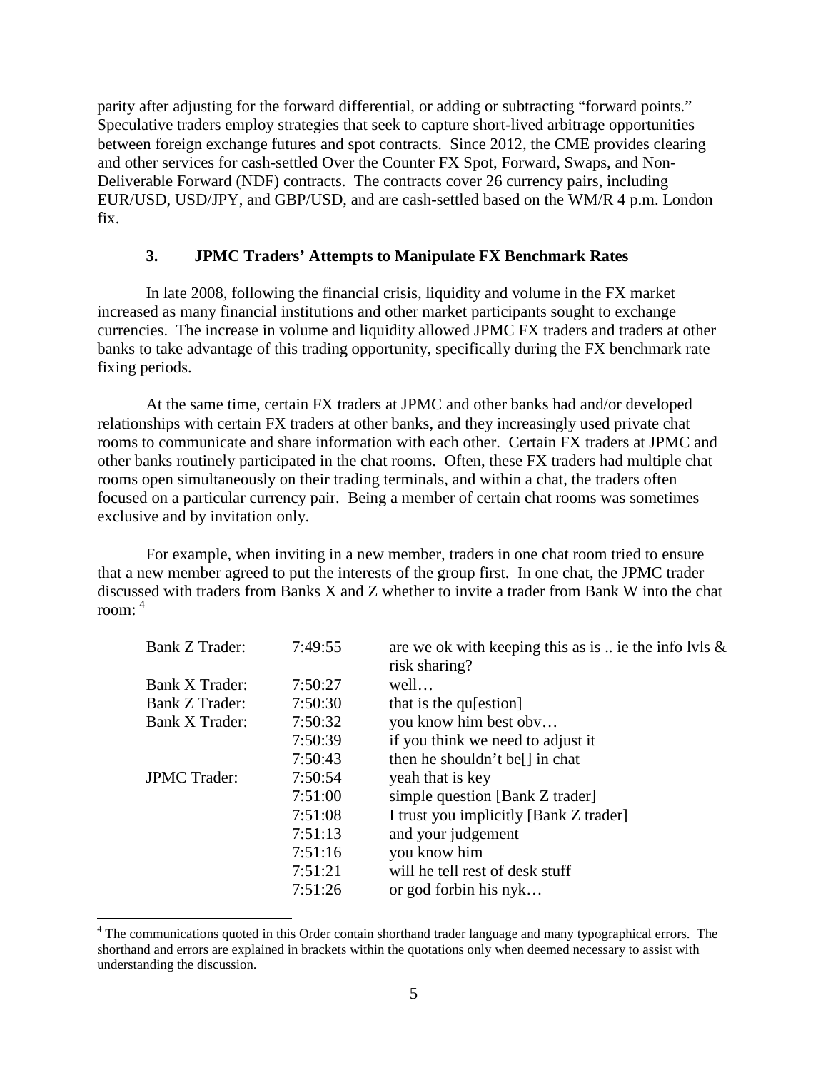parity after adjusting for the forward differential, or adding or subtracting "forward points." Speculative traders employ strategies that seek to capture short-lived arbitrage opportunities between foreign exchange futures and spot contracts. Since 2012, the CME provides clearing and other services for cash-settled Over the Counter FX Spot, Forward, Swaps, and Non-Deliverable Forward (NDF) contracts. The contracts cover 26 currency pairs, including EUR/USD, USD/JPY, and GBP/USD, and are cash-settled based on the WM/R 4 p.m. London fix.

### 3. JPMC Traders' Attempts to Manipulate FX Benchmark Rates

In late 2008, following the financial crisis, liquidity and volume in the FX market increased as many financial institutions and other market participants sought to exchange currencies. The increase in volume and liquidity allowed JPMC FX traders and traders at other banks to take advantage of this trading opportunity, specifically during the FX benchmark rate fixing periods.

At the same time, certain FX traders at JPMC and other banks had and/or developed relationships with certain FX traders at other banks, and they increasingly used private chat rooms to communicate and share information with each other. Certain FX traders at JPMC and other banks routinely participated in the chat rooms. Often, these FX traders had multiple chat rooms open simultaneously on their trading terminals, and within a chat, the traders often focused on a particular currency pair. Being a member of certain chat rooms was sometimes exclusive and by invitation only.

For example, when inviting in a new member, traders in one chat room tried to ensure that a new member agreed to put the interests of the group first. In one chat, the JPMC trader discussed with traders from Banks X and Z whether to invite a trader from Bank W into the chat room: [4]

| | | |
|---|---|---|
| Bank Z Trader: | 7:49:55 | are we ok with keeping this as is .. ie the info lvls & risk sharing? |
| Bank X Trader: | 7:50:27 | well… |
| Bank Z Trader: | 7:50:30 | that is the qu[estion] |
| Bank X Trader: | 7:50:32 | you know him best obv… |
| | 7:50:39 | if you think we need to adjust it |
| | 7:50:43 | then he shouldn't be[] in chat |
| JPMC Trader: | 7:50:54 | yeah that is key |
| | 7:51:00 | simple question [Bank Z trader] |
| | 7:51:08 | I trust you implicitly [Bank Z trader] |
| | 7:51:13 | and your judgement |
| | 7:51:16 | you know him |
| | 7:51:21 | will he tell rest of desk stuff |
| | 7:51:26 | or god forbin his nyk… |

[4] The communications quoted in this Order contain shorthand trader language and many typographical errors. The shorthand and errors are explained in brackets within the quotations only when deemed necessary to assist with understanding the discussion.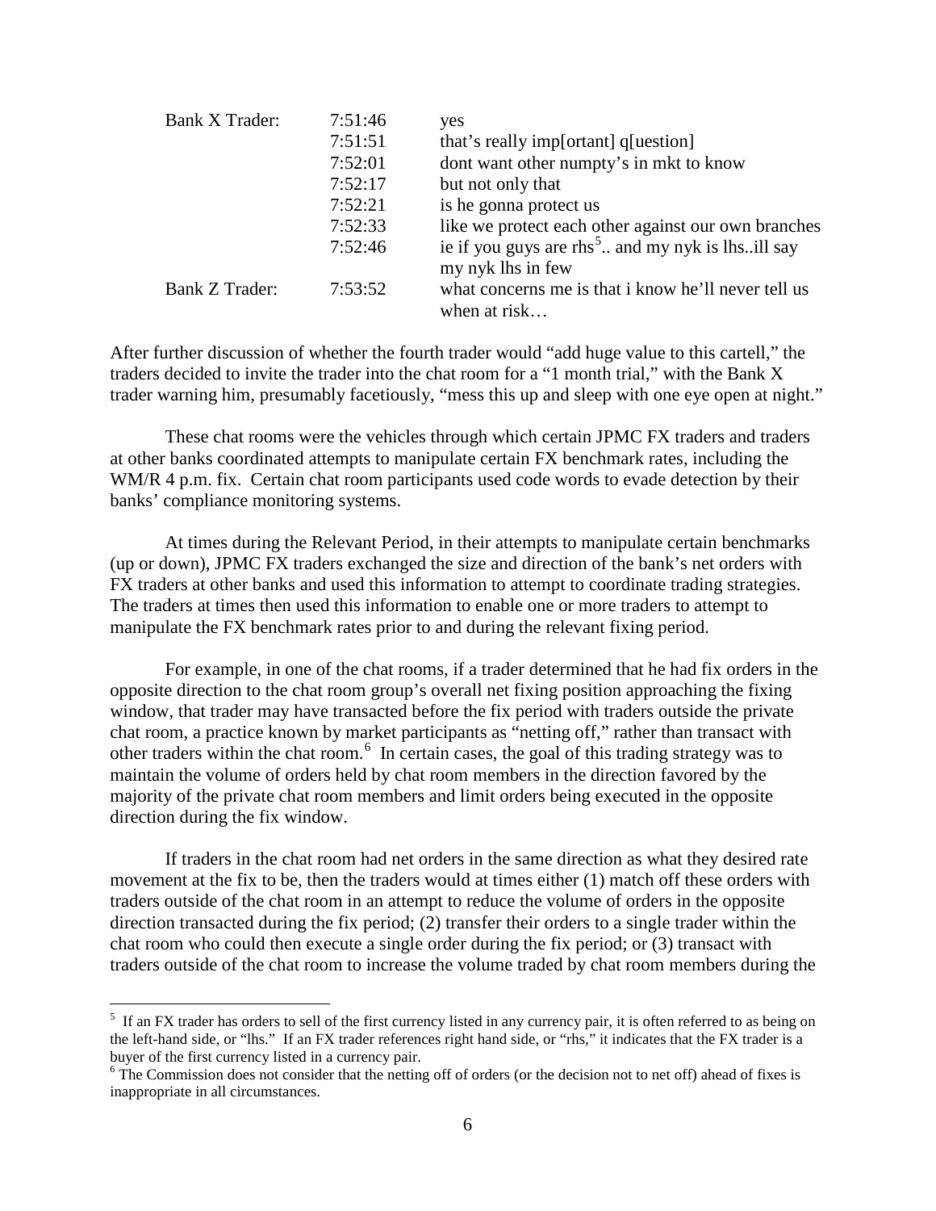| | | |
|---|---|---|
| Bank X Trader: | 7:51:46 | yes |
| | 7:51:51 | that's really imp[ortant] q[uestion] |
| | 7:52:01 | dont want other numpty's in mkt to know |
| | 7:52:17 | but not only that |
| | 7:52:21 | is he gonna protect us |
| | 7:52:33 | like we protect each other against our own branches |
| | 7:52:46 | ie if you guys are rhs[5].. and my nyk is lhs..ill say my nyk lhs in few |
| Bank Z Trader: | 7:53:52 | what concerns me is that i know he'll never tell us when at risk… |

After further discussion of whether the fourth trader would "add huge value to this cartell," the traders decided to invite the trader into the chat room for a "1 month trial," with the Bank X trader warning him, presumably facetiously, "mess this up and sleep with one eye open at night."

These chat rooms were the vehicles through which certain JPMC FX traders and traders at other banks coordinated attempts to manipulate certain FX benchmark rates, including the WM/R 4 p.m. fix. Certain chat room participants used code words to evade detection by their banks' compliance monitoring systems.

At times during the Relevant Period, in their attempts to manipulate certain benchmarks (up or down), JPMC FX traders exchanged the size and direction of the bank's net orders with FX traders at other banks and used this information to attempt to coordinate trading strategies. The traders at times then used this information to enable one or more traders to attempt to manipulate the FX benchmark rates prior to and during the relevant fixing period.

For example, in one of the chat rooms, if a trader determined that he had fix orders in the opposite direction to the chat room group's overall net fixing position approaching the fixing window, that trader may have transacted before the fix period with traders outside the private chat room, a practice known by market participants as "netting off," rather than transact with other traders within the chat room.[6] In certain cases, the goal of this trading strategy was to maintain the volume of orders held by chat room members in the direction favored by the majority of the private chat room members and limit orders being executed in the opposite direction during the fix window.

If traders in the chat room had net orders in the same direction as what they desired rate movement at the fix to be, then the traders would at times either (1) match off these orders with traders outside of the chat room in an attempt to reduce the volume of orders in the opposite direction transacted during the fix period; (2) transfer their orders to a single trader within the chat room who could then execute a single order during the fix period; or (3) transact with traders outside of the chat room to increase the volume traded by chat room members during the

[5] If an FX trader has orders to sell of the first currency listed in any currency pair, it is often referred to as being on the left-hand side, or "lhs." If an FX trader references right hand side, or "rhs," it indicates that the FX trader is a buyer of the first currency listed in a currency pair.

[6] The Commission does not consider that the netting off of orders (or the decision not to net off) ahead of fixes is inappropriate in all circumstances.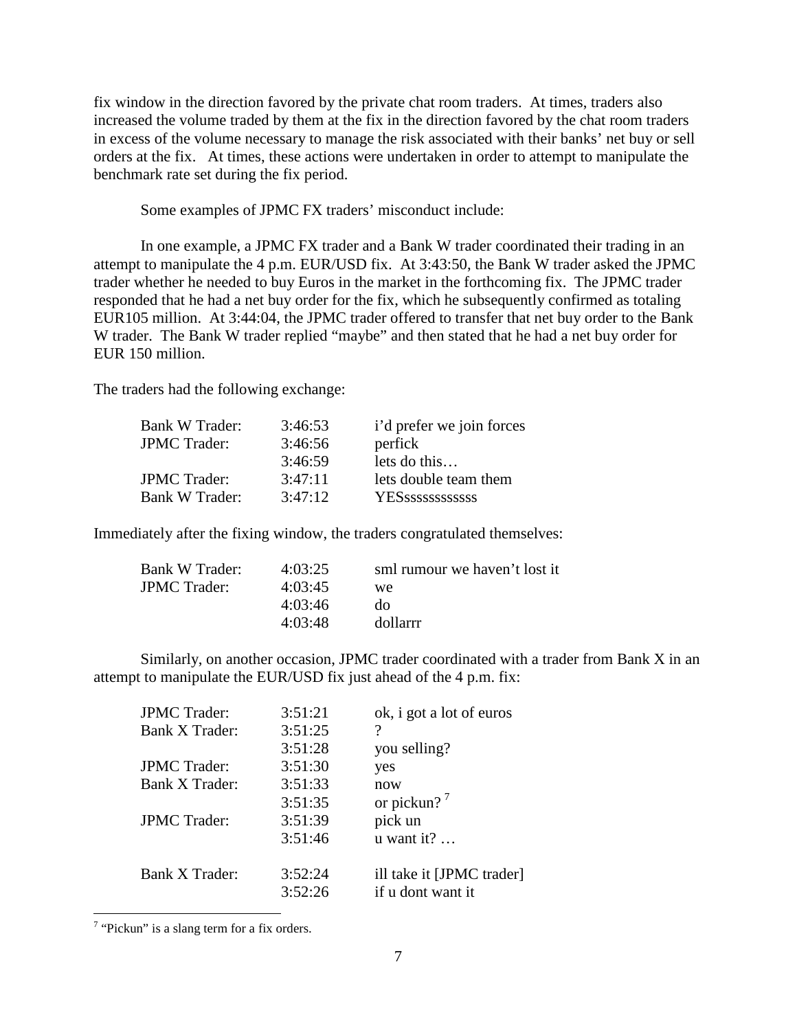fix window in the direction favored by the private chat room traders. At times, traders also increased the volume traded by them at the fix in the direction favored by the chat room traders in excess of the volume necessary to manage the risk associated with their banks' net buy or sell orders at the fix. At times, these actions were undertaken in order to attempt to manipulate the benchmark rate set during the fix period.

Some examples of JPMC FX traders' misconduct include:

In one example, a JPMC FX trader and a Bank W trader coordinated their trading in an attempt to manipulate the 4 p.m. EUR/USD fix. At 3:43:50, the Bank W trader asked the JPMC trader whether he needed to buy Euros in the market in the forthcoming fix. The JPMC trader responded that he had a net buy order for the fix, which he subsequently confirmed as totaling EUR105 million. At 3:44:04, the JPMC trader offered to transfer that net buy order to the Bank W trader. The Bank W trader replied "maybe" and then stated that he had a net buy order for EUR 150 million.

The traders had the following exchange:

| | | |
|---|---|---|
| Bank W Trader: | 3:46:53 | i'd prefer we join forces |
| JPMC Trader: | 3:46:56 | perfick |
| | 3:46:59 | lets do this… |
| JPMC Trader: | 3:47:11 | lets double team them |
| Bank W Trader: | 3:47:12 | YESsssssssssss |

Immediately after the fixing window, the traders congratulated themselves:

| | | |
|---|---|---|
| Bank W Trader: | 4:03:25 | sml rumour we haven't lost it |
| JPMC Trader: | 4:03:45 | we |
| | 4:03:46 | do |
| | 4:03:48 | dollarrr |

Similarly, on another occasion, JPMC trader coordinated with a trader from Bank X in an attempt to manipulate the EUR/USD fix just ahead of the 4 p.m. fix:

| | | |
|---|---|---|
| JPMC Trader: | 3:51:21 | ok, i got a lot of euros |
| Bank X Trader: | 3:51:25 | ? |
| | 3:51:28 | you selling? |
| JPMC Trader: | 3:51:30 | yes |
| Bank X Trader: | 3:51:33 | now |
| | 3:51:35 | or pickun? [7] |
| JPMC Trader: | 3:51:39 | pick un |
| | 3:51:46 | u want it? … |
| Bank X Trader: | 3:52:24 | ill take it [JPMC trader] |
| | 3:52:26 | if u dont want it |

[7] "Pickun" is a slang term for a fix orders.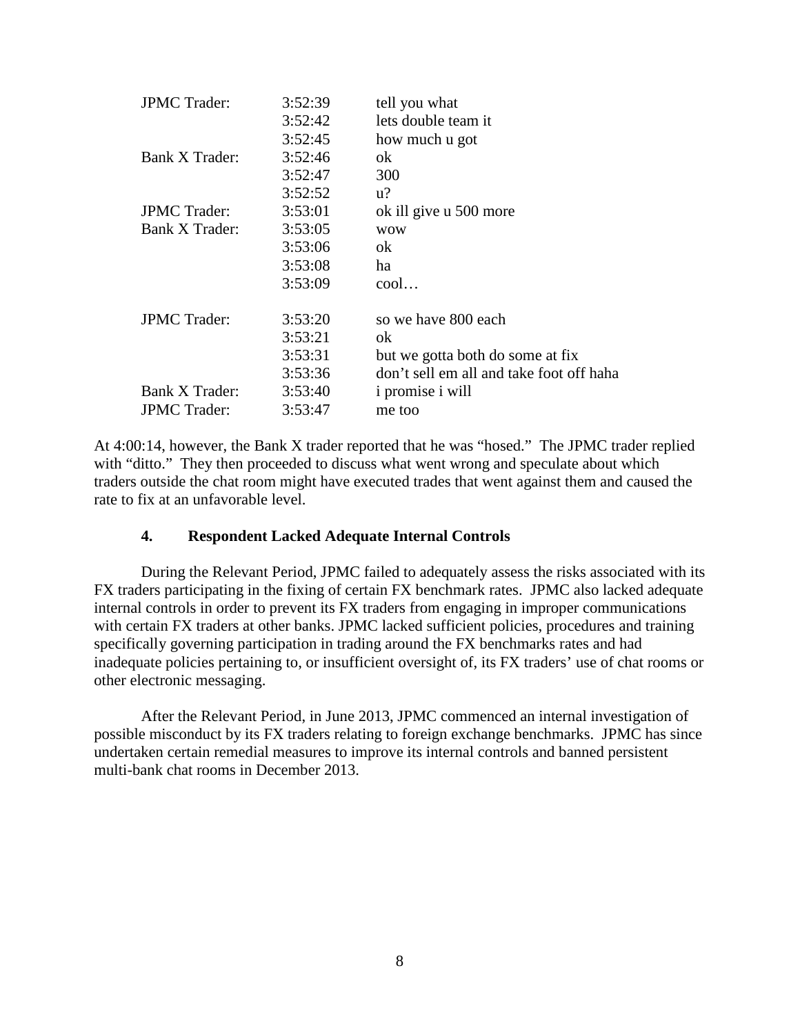| | | |
|---|---|---|
| JPMC Trader: | 3:52:39 | tell you what |
| | 3:52:42 | lets double team it |
| | 3:52:45 | how much u got |
| Bank X Trader: | 3:52:46 | ok |
| | 3:52:47 | 300 |
| | 3:52:52 | u? |
| JPMC Trader: | 3:53:01 | ok ill give u 500 more |
| Bank X Trader: | 3:53:05 | wow |
| | 3:53:06 | ok |
| | 3:53:08 | ha |
| | 3:53:09 | cool… |
| JPMC Trader: | 3:53:20 | so we have 800 each |
| | 3:53:21 | ok |
| | 3:53:31 | but we gotta both do some at fix |
| | 3:53:36 | don't sell em all and take foot off haha |
| Bank X Trader: | 3:53:40 | i promise i will |
| JPMC Trader: | 3:53:47 | me too |

At 4:00:14, however, the Bank X trader reported that he was "hosed." The JPMC trader replied with "ditto." They then proceeded to discuss what went wrong and speculate about which traders outside the chat room might have executed trades that went against them and caused the rate to fix at an unfavorable level.

### 4. Respondent Lacked Adequate Internal Controls

During the Relevant Period, JPMC failed to adequately assess the risks associated with its FX traders participating in the fixing of certain FX benchmark rates. JPMC also lacked adequate internal controls in order to prevent its FX traders from engaging in improper communications with certain FX traders at other banks. JPMC lacked sufficient policies, procedures and training specifically governing participation in trading around the FX benchmarks rates and had inadequate policies pertaining to, or insufficient oversight of, its FX traders' use of chat rooms or other electronic messaging.

After the Relevant Period, in June 2013, JPMC commenced an internal investigation of possible misconduct by its FX traders relating to foreign exchange benchmarks. JPMC has since undertaken certain remedial measures to improve its internal controls and banned persistent multi-bank chat rooms in December 2013.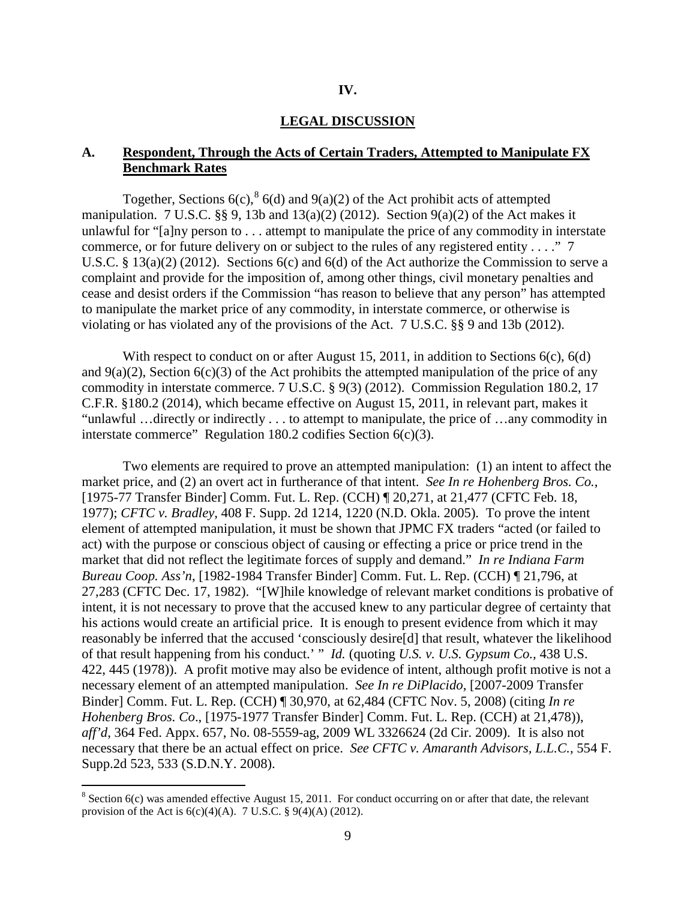## IV.

## LEGAL DISCUSSION

### A. Respondent, Through the Acts of Certain Traders, Attempted to Manipulate FX Benchmark Rates

Together, Sections 6(c),[8] 6(d) and 9(a)(2) of the Act prohibit acts of attempted manipulation. 7 U.S.C. §§ 9, 13b and 13(a)(2) (2012). Section 9(a)(2) of the Act makes it unlawful for "[a]ny person to . . . attempt to manipulate the price of any commodity in interstate commerce, or for future delivery on or subject to the rules of any registered entity . . . ." 7 U.S.C. § 13(a)(2) (2012). Sections 6(c) and 6(d) of the Act authorize the Commission to serve a complaint and provide for the imposition of, among other things, civil monetary penalties and cease and desist orders if the Commission "has reason to believe that any person" has attempted to manipulate the market price of any commodity, in interstate commerce, or otherwise is violating or has violated any of the provisions of the Act. 7 U.S.C. §§ 9 and 13b (2012).

With respect to conduct on or after August 15, 2011, in addition to Sections 6(c), 6(d) and 9(a)(2), Section 6(c)(3) of the Act prohibits the attempted manipulation of the price of any commodity in interstate commerce. 7 U.S.C. § 9(3) (2012). Commission Regulation 180.2, 17 C.F.R. §180.2 (2014), which became effective on August 15, 2011, in relevant part, makes it "unlawful …directly or indirectly . . . to attempt to manipulate, the price of …any commodity in interstate commerce" Regulation 180.2 codifies Section 6(c)(3).

Two elements are required to prove an attempted manipulation: (1) an intent to affect the market price, and (2) an overt act in furtherance of that intent. *See In re Hohenberg Bros. Co.*, [1975-77 Transfer Binder] Comm. Fut. L. Rep. (CCH) ¶ 20,271, at 21,477 (CFTC Feb. 18, 1977); *CFTC v. Bradley*, 408 F. Supp. 2d 1214, 1220 (N.D. Okla. 2005). To prove the intent element of attempted manipulation, it must be shown that JPMC FX traders "acted (or failed to act) with the purpose or conscious object of causing or effecting a price or price trend in the market that did not reflect the legitimate forces of supply and demand." *In re Indiana Farm Bureau Coop. Ass'n*, [1982-1984 Transfer Binder] Comm. Fut. L. Rep. (CCH) ¶ 21,796, at 27,283 (CFTC Dec. 17, 1982). "[W]hile knowledge of relevant market conditions is probative of intent, it is not necessary to prove that the accused knew to any particular degree of certainty that his actions would create an artificial price. It is enough to present evidence from which it may reasonably be inferred that the accused 'consciously desire[d] that result, whatever the likelihood of that result happening from his conduct.' " *Id.* (quoting *U.S. v. U.S. Gypsum Co.*, 438 U.S. 422, 445 (1978)). A profit motive may also be evidence of intent, although profit motive is not a necessary element of an attempted manipulation. *See In re DiPlacido*, [2007-2009 Transfer Binder] Comm. Fut. L. Rep. (CCH) ¶ 30,970, at 62,484 (CFTC Nov. 5, 2008) (citing *In re Hohenberg Bros. Co*., [1975-1977 Transfer Binder] Comm. Fut. L. Rep. (CCH) at 21,478)), *aff'd*, 364 Fed. Appx. 657, No. 08-5559-ag, 2009 WL 3326624 (2d Cir. 2009). It is also not necessary that there be an actual effect on price. *See CFTC v. Amaranth Advisors, L.L.C.*, 554 F. Supp.2d 523, 533 (S.D.N.Y. 2008).

[8] Section 6(c) was amended effective August 15, 2011. For conduct occurring on or after that date, the relevant provision of the Act is 6(c)(4)(A). 7 U.S.C. § 9(4)(A) (2012).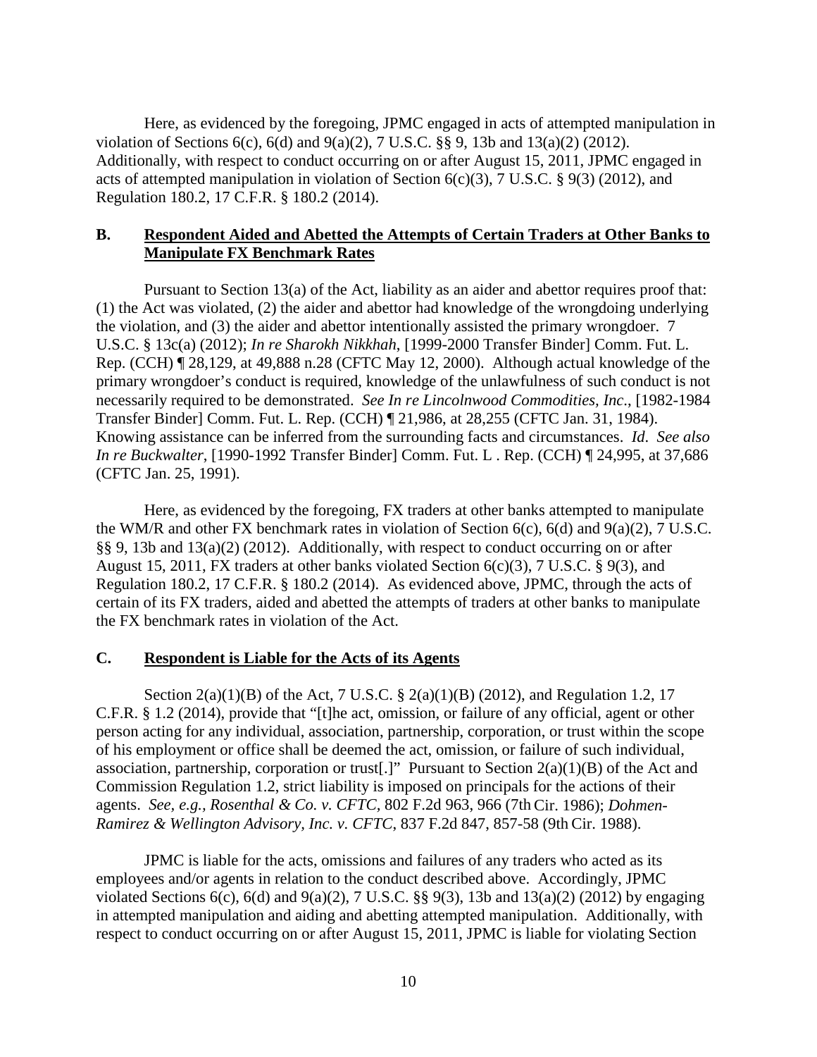Here, as evidenced by the foregoing, JPMC engaged in acts of attempted manipulation in violation of Sections 6(c), 6(d) and 9(a)(2), 7 U.S.C. §§ 9, 13b and 13(a)(2) (2012). Additionally, with respect to conduct occurring on or after August 15, 2011, JPMC engaged in acts of attempted manipulation in violation of Section 6(c)(3), 7 U.S.C. § 9(3) (2012), and Regulation 180.2, 17 C.F.R. § 180.2 (2014).

### B. Respondent Aided and Abetted the Attempts of Certain Traders at Other Banks to Manipulate FX Benchmark Rates

Pursuant to Section 13(a) of the Act, liability as an aider and abettor requires proof that: (1) the Act was violated, (2) the aider and abettor had knowledge of the wrongdoing underlying the violation, and (3) the aider and abettor intentionally assisted the primary wrongdoer. 7 U.S.C. § 13c(a) (2012); *In re Sharokh Nikkhah*, [1999-2000 Transfer Binder] Comm. Fut. L. Rep. (CCH) ¶ 28,129, at 49,888 n.28 (CFTC May 12, 2000). Although actual knowledge of the primary wrongdoer's conduct is required, knowledge of the unlawfulness of such conduct is not necessarily required to be demonstrated. *See In re Lincolnwood Commodities, Inc*., [1982-1984 Transfer Binder] Comm. Fut. L. Rep. (CCH) ¶ 21,986, at 28,255 (CFTC Jan. 31, 1984). Knowing assistance can be inferred from the surrounding facts and circumstances. *Id*. *See also In re Buckwalter*, [1990-1992 Transfer Binder] Comm. Fut. L . Rep. (CCH) ¶ 24,995, at 37,686 (CFTC Jan. 25, 1991).

Here, as evidenced by the foregoing, FX traders at other banks attempted to manipulate the WM/R and other FX benchmark rates in violation of Section 6(c), 6(d) and 9(a)(2), 7 U.S.C. §§ 9, 13b and 13(a)(2) (2012). Additionally, with respect to conduct occurring on or after August 15, 2011, FX traders at other banks violated Section 6(c)(3), 7 U.S.C. § 9(3), and Regulation 180.2, 17 C.F.R. § 180.2 (2014). As evidenced above, JPMC, through the acts of certain of its FX traders, aided and abetted the attempts of traders at other banks to manipulate the FX benchmark rates in violation of the Act.

### C. Respondent is Liable for the Acts of its Agents

Section 2(a)(1)(B) of the Act, 7 U.S.C. § 2(a)(1)(B) (2012), and Regulation 1.2, 17 C.F.R. § 1.2 (2014), provide that "[t]he act, omission, or failure of any official, agent or other person acting for any individual, association, partnership, corporation, or trust within the scope of his employment or office shall be deemed the act, omission, or failure of such individual, association, partnership, corporation or trust[.]" Pursuant to Section 2(a)(1)(B) of the Act and Commission Regulation 1.2, strict liability is imposed on principals for the actions of their agents. *See, e.g., Rosenthal & Co. v. CFTC*, 802 F.2d 963, 966 (7th Cir. 1986); *Dohmen-Ramirez & Wellington Advisory, Inc. v. CFTC*, 837 F.2d 847, 857-58 (9th Cir. 1988).

JPMC is liable for the acts, omissions and failures of any traders who acted as its employees and/or agents in relation to the conduct described above. Accordingly, JPMC violated Sections 6(c), 6(d) and 9(a)(2), 7 U.S.C. §§ 9(3), 13b and 13(a)(2) (2012) by engaging in attempted manipulation and aiding and abetting attempted manipulation. Additionally, with respect to conduct occurring on or after August 15, 2011, JPMC is liable for violating Section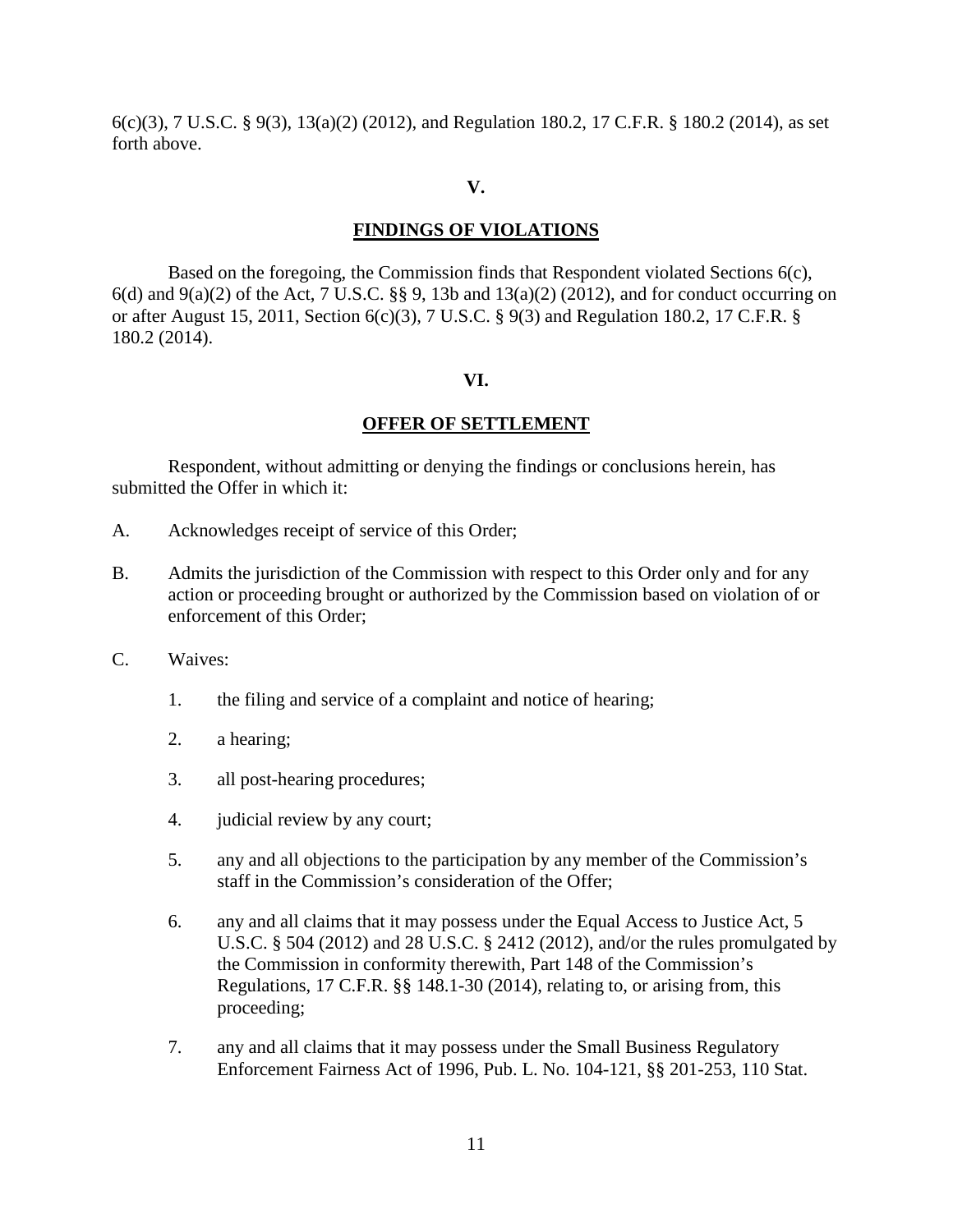6(c)(3), 7 U.S.C. § 9(3), 13(a)(2) (2012), and Regulation 180.2, 17 C.F.R. § 180.2 (2014), as set forth above.

## V.

## FINDINGS OF VIOLATIONS

Based on the foregoing, the Commission finds that Respondent violated Sections 6(c), 6(d) and 9(a)(2) of the Act, 7 U.S.C. §§ 9, 13b and 13(a)(2) (2012), and for conduct occurring on or after August 15, 2011, Section 6(c)(3), 7 U.S.C. § 9(3) and Regulation 180.2, 17 C.F.R. § 180.2 (2014).

## VI.

## OFFER OF SETTLEMENT

Respondent, without admitting or denying the findings or conclusions herein, has submitted the Offer in which it:

A. Acknowledges receipt of service of this Order;

B. Admits the jurisdiction of the Commission with respect to this Order only and for any action or proceeding brought or authorized by the Commission based on violation of or enforcement of this Order;

C. Waives:

1. the filing and service of a complaint and notice of hearing;

2. a hearing;

3. all post-hearing procedures;

4. judicial review by any court;

5. any and all objections to the participation by any member of the Commission's staff in the Commission's consideration of the Offer;

6. any and all claims that it may possess under the Equal Access to Justice Act, 5 U.S.C. § 504 (2012) and 28 U.S.C. § 2412 (2012), and/or the rules promulgated by the Commission in conformity therewith, Part 148 of the Commission's Regulations, 17 C.F.R. §§ 148.1-30 (2014), relating to, or arising from, this proceeding;

7. any and all claims that it may possess under the Small Business Regulatory Enforcement Fairness Act of 1996, Pub. L. No. 104-121, §§ 201-253, 110 Stat.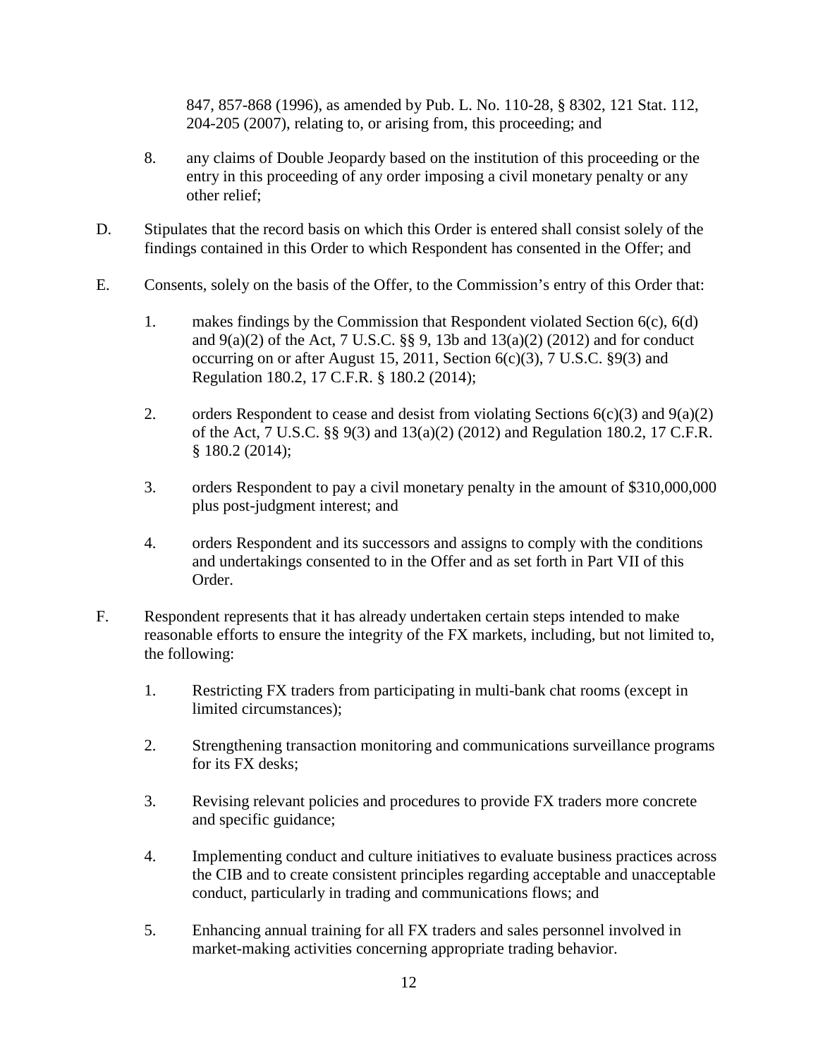847, 857-868 (1996), as amended by Pub. L. No. 110-28, § 8302, 121 Stat. 112, 204-205 (2007), relating to, or arising from, this proceeding; and

8. any claims of Double Jeopardy based on the institution of this proceeding or the entry in this proceeding of any order imposing a civil monetary penalty or any other relief;

D. Stipulates that the record basis on which this Order is entered shall consist solely of the findings contained in this Order to which Respondent has consented in the Offer; and

E. Consents, solely on the basis of the Offer, to the Commission's entry of this Order that:

   1. makes findings by the Commission that Respondent violated Section 6(c), 6(d) and 9(a)(2) of the Act, 7 U.S.C. §§ 9, 13b and 13(a)(2) (2012) and for conduct occurring on or after August 15, 2011, Section 6(c)(3), 7 U.S.C. §9(3) and Regulation 180.2, 17 C.F.R. § 180.2 (2014);

   2. orders Respondent to cease and desist from violating Sections 6(c)(3) and 9(a)(2) of the Act, 7 U.S.C. §§ 9(3) and 13(a)(2) (2012) and Regulation 180.2, 17 C.F.R. § 180.2 (2014);

   3. orders Respondent to pay a civil monetary penalty in the amount of $310,000,000 plus post-judgment interest; and

   4. orders Respondent and its successors and assigns to comply with the conditions and undertakings consented to in the Offer and as set forth in Part VII of this Order.

F. Respondent represents that it has already undertaken certain steps intended to make reasonable efforts to ensure the integrity of the FX markets, including, but not limited to, the following:

   1. Restricting FX traders from participating in multi-bank chat rooms (except in limited circumstances);

   2. Strengthening transaction monitoring and communications surveillance programs for its FX desks;

   3. Revising relevant policies and procedures to provide FX traders more concrete and specific guidance;

   4. Implementing conduct and culture initiatives to evaluate business practices across the CIB and to create consistent principles regarding acceptable and unacceptable conduct, particularly in trading and communications flows; and

   5. Enhancing annual training for all FX traders and sales personnel involved in market-making activities concerning appropriate trading behavior.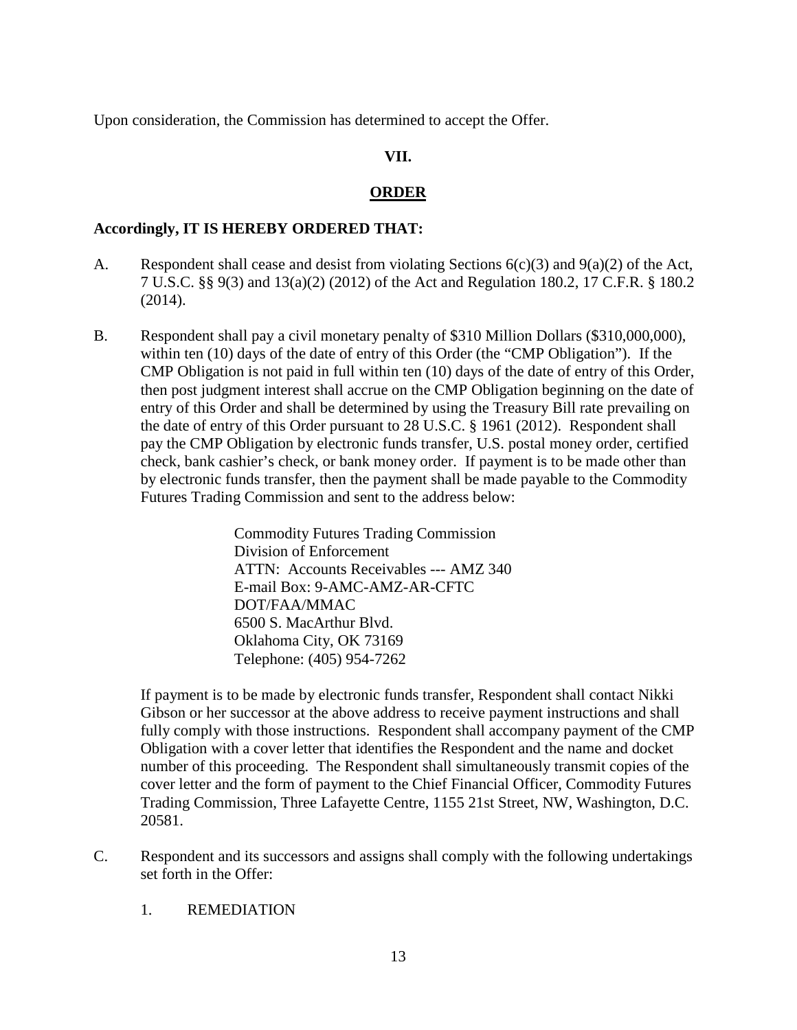Upon consideration, the Commission has determined to accept the Offer.

## VII.

## ORDER

**Accordingly, IT IS HEREBY ORDERED THAT:**

A. Respondent shall cease and desist from violating Sections 6(c)(3) and 9(a)(2) of the Act, 7 U.S.C. §§ 9(3) and 13(a)(2) (2012) of the Act and Regulation 180.2, 17 C.F.R. § 180.2 (2014).

B. Respondent shall pay a civil monetary penalty of $310 Million Dollars ($310,000,000), within ten (10) days of the date of entry of this Order (the "CMP Obligation"). If the CMP Obligation is not paid in full within ten (10) days of the date of entry of this Order, then post judgment interest shall accrue on the CMP Obligation beginning on the date of entry of this Order and shall be determined by using the Treasury Bill rate prevailing on the date of entry of this Order pursuant to 28 U.S.C. § 1961 (2012). Respondent shall pay the CMP Obligation by electronic funds transfer, U.S. postal money order, certified check, bank cashier's check, or bank money order. If payment is to be made other than by electronic funds transfer, then the payment shall be made payable to the Commodity Futures Trading Commission and sent to the address below:

   Commodity Futures Trading Commission
   Division of Enforcement
   ATTN: Accounts Receivables --- AMZ 340
   E-mail Box: 9-AMC-AMZ-AR-CFTC
   DOT/FAA/MMAC
   6500 S. MacArthur Blvd.
   Oklahoma City, OK 73169
   Telephone: (405) 954-7262

   If payment is to be made by electronic funds transfer, Respondent shall contact Nikki Gibson or her successor at the above address to receive payment instructions and shall fully comply with those instructions. Respondent shall accompany payment of the CMP Obligation with a cover letter that identifies the Respondent and the name and docket number of this proceeding. The Respondent shall simultaneously transmit copies of the cover letter and the form of payment to the Chief Financial Officer, Commodity Futures Trading Commission, Three Lafayette Centre, 1155 21st Street, NW, Washington, D.C. 20581.

C. Respondent and its successors and assigns shall comply with the following undertakings set forth in the Offer:

   1. REMEDIATION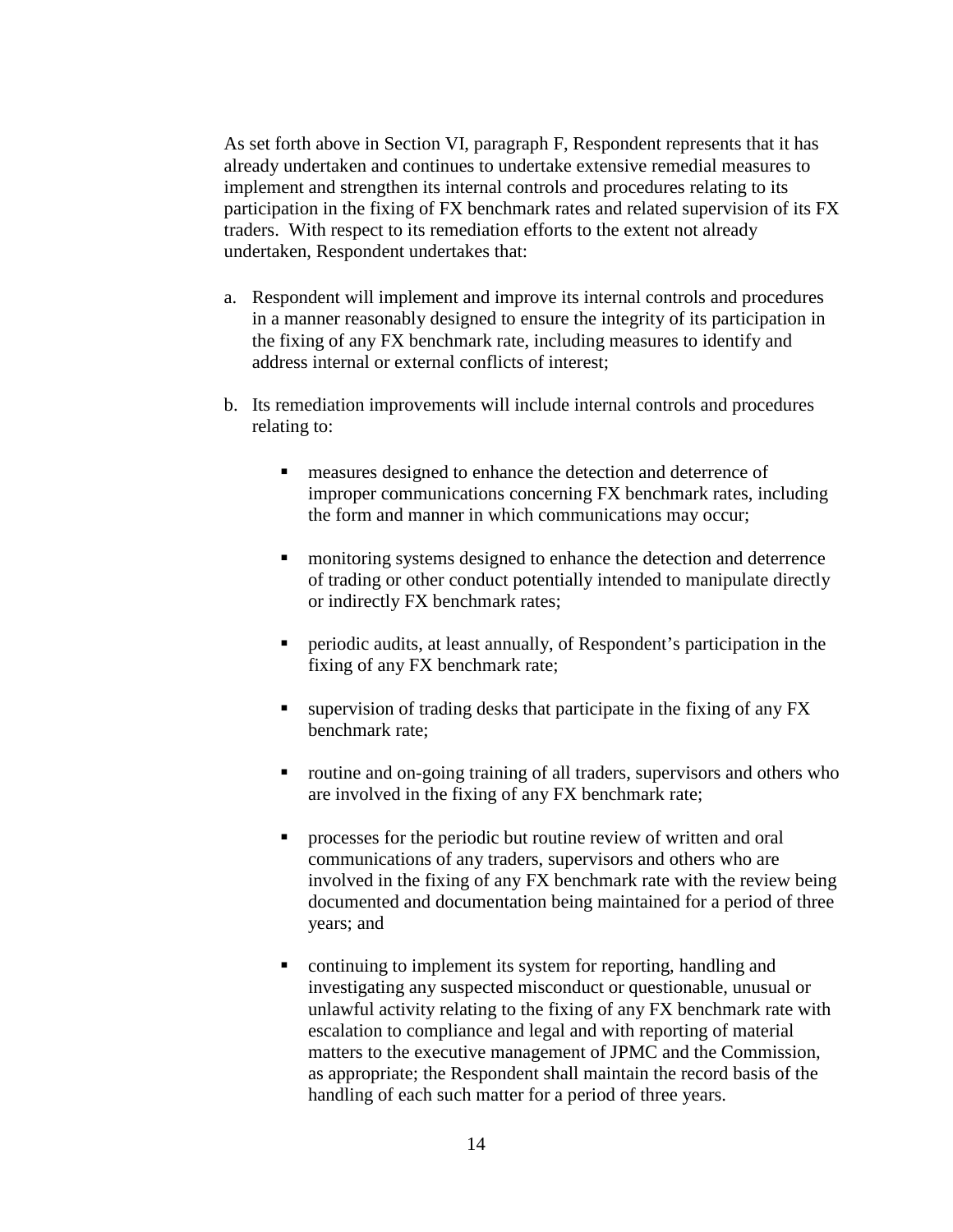As set forth above in Section VI, paragraph F, Respondent represents that it has already undertaken and continues to undertake extensive remedial measures to implement and strengthen its internal controls and procedures relating to its participation in the fixing of FX benchmark rates and related supervision of its FX traders. With respect to its remediation efforts to the extent not already undertaken, Respondent undertakes that:

a. Respondent will implement and improve its internal controls and procedures in a manner reasonably designed to ensure the integrity of its participation in the fixing of any FX benchmark rate, including measures to identify and address internal or external conflicts of interest;

b. Its remediation improvements will include internal controls and procedures relating to:

   - measures designed to enhance the detection and deterrence of improper communications concerning FX benchmark rates, including the form and manner in which communications may occur;

   - monitoring systems designed to enhance the detection and deterrence of trading or other conduct potentially intended to manipulate directly or indirectly FX benchmark rates;

   - periodic audits, at least annually, of Respondent's participation in the fixing of any FX benchmark rate;

   - supervision of trading desks that participate in the fixing of any FX benchmark rate;

   - routine and on-going training of all traders, supervisors and others who are involved in the fixing of any FX benchmark rate;

   - processes for the periodic but routine review of written and oral communications of any traders, supervisors and others who are involved in the fixing of any FX benchmark rate with the review being documented and documentation being maintained for a period of three years; and

   - continuing to implement its system for reporting, handling and investigating any suspected misconduct or questionable, unusual or unlawful activity relating to the fixing of any FX benchmark rate with escalation to compliance and legal and with reporting of material matters to the executive management of JPMC and the Commission, as appropriate; the Respondent shall maintain the record basis of the handling of each such matter for a period of three years.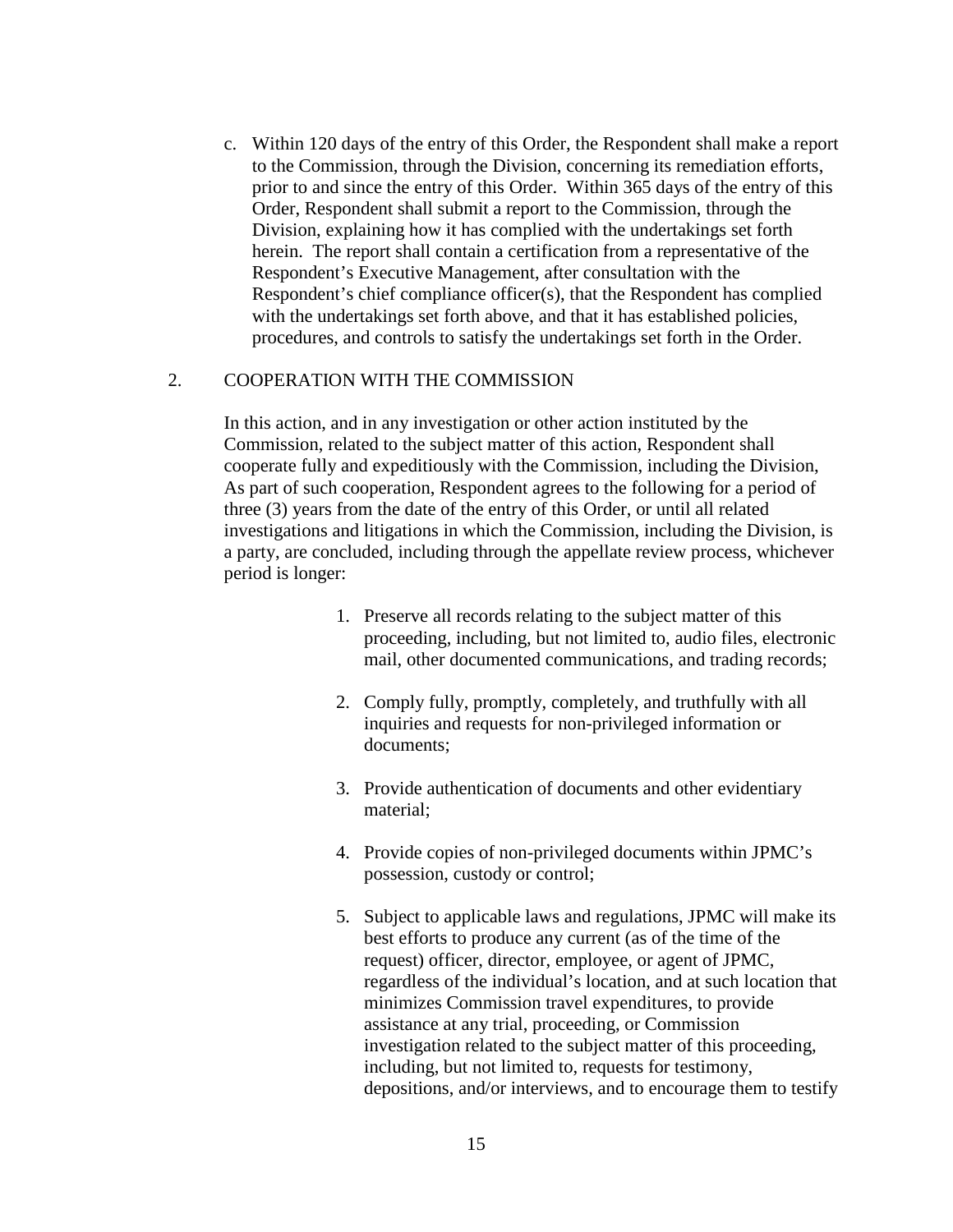c. Within 120 days of the entry of this Order, the Respondent shall make a report to the Commission, through the Division, concerning its remediation efforts, prior to and since the entry of this Order. Within 365 days of the entry of this Order, Respondent shall submit a report to the Commission, through the Division, explaining how it has complied with the undertakings set forth herein. The report shall contain a certification from a representative of the Respondent's Executive Management, after consultation with the Respondent's chief compliance officer(s), that the Respondent has complied with the undertakings set forth above, and that it has established policies, procedures, and controls to satisfy the undertakings set forth in the Order.

2. COOPERATION WITH THE COMMISSION

In this action, and in any investigation or other action instituted by the Commission, related to the subject matter of this action, Respondent shall cooperate fully and expeditiously with the Commission, including the Division, As part of such cooperation, Respondent agrees to the following for a period of three (3) years from the date of the entry of this Order, or until all related investigations and litigations in which the Commission, including the Division, is a party, are concluded, including through the appellate review process, whichever period is longer:

1. Preserve all records relating to the subject matter of this proceeding, including, but not limited to, audio files, electronic mail, other documented communications, and trading records;

2. Comply fully, promptly, completely, and truthfully with all inquiries and requests for non-privileged information or documents;

3. Provide authentication of documents and other evidentiary material;

4. Provide copies of non-privileged documents within JPMC's possession, custody or control;

5. Subject to applicable laws and regulations, JPMC will make its best efforts to produce any current (as of the time of the request) officer, director, employee, or agent of JPMC, regardless of the individual's location, and at such location that minimizes Commission travel expenditures, to provide assistance at any trial, proceeding, or Commission investigation related to the subject matter of this proceeding, including, but not limited to, requests for testimony, depositions, and/or interviews, and to encourage them to testify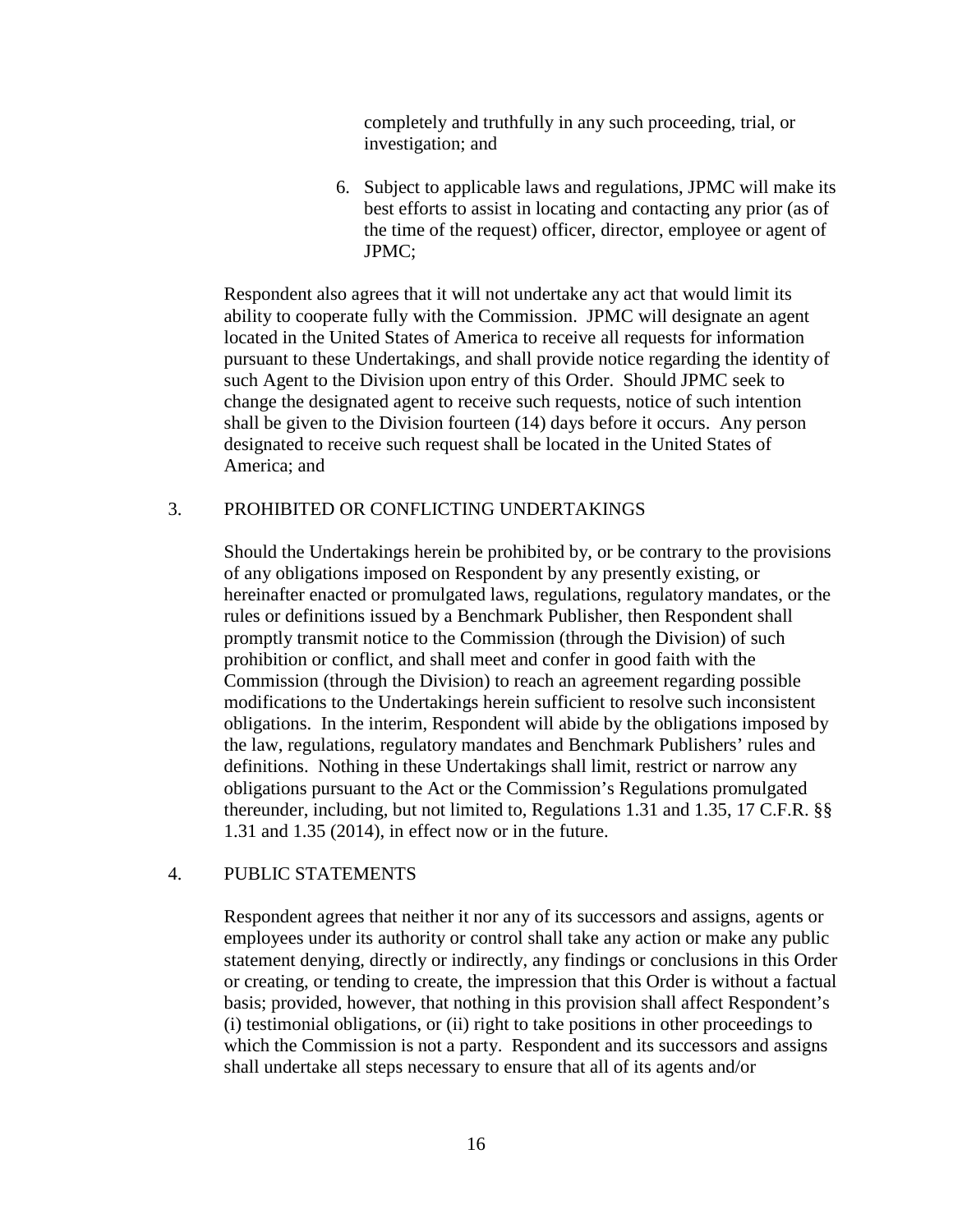completely and truthfully in any such proceeding, trial, or investigation; and

6. Subject to applicable laws and regulations, JPMC will make its best efforts to assist in locating and contacting any prior (as of the time of the request) officer, director, employee or agent of JPMC;

Respondent also agrees that it will not undertake any act that would limit its ability to cooperate fully with the Commission. JPMC will designate an agent located in the United States of America to receive all requests for information pursuant to these Undertakings, and shall provide notice regarding the identity of such Agent to the Division upon entry of this Order. Should JPMC seek to change the designated agent to receive such requests, notice of such intention shall be given to the Division fourteen (14) days before it occurs. Any person designated to receive such request shall be located in the United States of America; and

3. PROHIBITED OR CONFLICTING UNDERTAKINGS

Should the Undertakings herein be prohibited by, or be contrary to the provisions of any obligations imposed on Respondent by any presently existing, or hereinafter enacted or promulgated laws, regulations, regulatory mandates, or the rules or definitions issued by a Benchmark Publisher, then Respondent shall promptly transmit notice to the Commission (through the Division) of such prohibition or conflict, and shall meet and confer in good faith with the Commission (through the Division) to reach an agreement regarding possible modifications to the Undertakings herein sufficient to resolve such inconsistent obligations. In the interim, Respondent will abide by the obligations imposed by the law, regulations, regulatory mandates and Benchmark Publishers' rules and definitions. Nothing in these Undertakings shall limit, restrict or narrow any obligations pursuant to the Act or the Commission's Regulations promulgated thereunder, including, but not limited to, Regulations 1.31 and 1.35, 17 C.F.R. §§ 1.31 and 1.35 (2014), in effect now or in the future.

4. PUBLIC STATEMENTS

Respondent agrees that neither it nor any of its successors and assigns, agents or employees under its authority or control shall take any action or make any public statement denying, directly or indirectly, any findings or conclusions in this Order or creating, or tending to create, the impression that this Order is without a factual basis; provided, however, that nothing in this provision shall affect Respondent's (i) testimonial obligations, or (ii) right to take positions in other proceedings to which the Commission is not a party. Respondent and its successors and assigns shall undertake all steps necessary to ensure that all of its agents and/or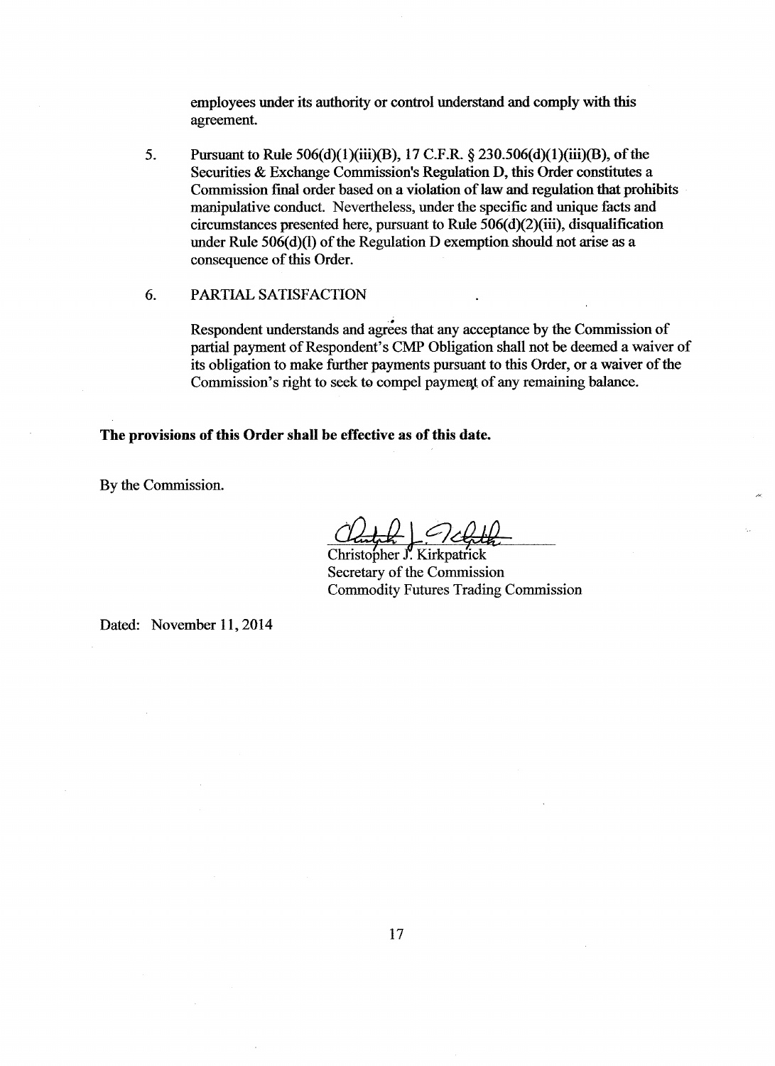employees under its authority or control understand and comply with this agreement.

5. Pursuant to Rule 506(d)(1)(iii)(B), 17 C.F.R. § 230.506(d)(1)(iii)(B), of the Securities & Exchange Commission's Regulation D, this Order constitutes a Commission final order based on a violation of law and regulation that prohibits manipulative conduct. Nevertheless, under the specific and unique facts and circumstances presented here, pursuant to Rule 506(d)(2)(iii), disqualification under Rule 506(d)(l) of the Regulation D exemption should not arise as a consequence of this Order.

6. PARTIAL SATISFACTION

   Respondent understands and agrees that any acceptance by the Commission of partial payment of Respondent's CMP Obligation shall not be deemed a waiver of its obligation to make further payments pursuant to this Order, or a waiver of the Commission's right to seek to compel payment of any remaining balance.

**The provisions of this Order shall be effective as of this date.**

By the Commission.

Christopher J. Kirkpatrick
Secretary of the Commission
Commodity Futures Trading Commission

Dated: November 11, 2014